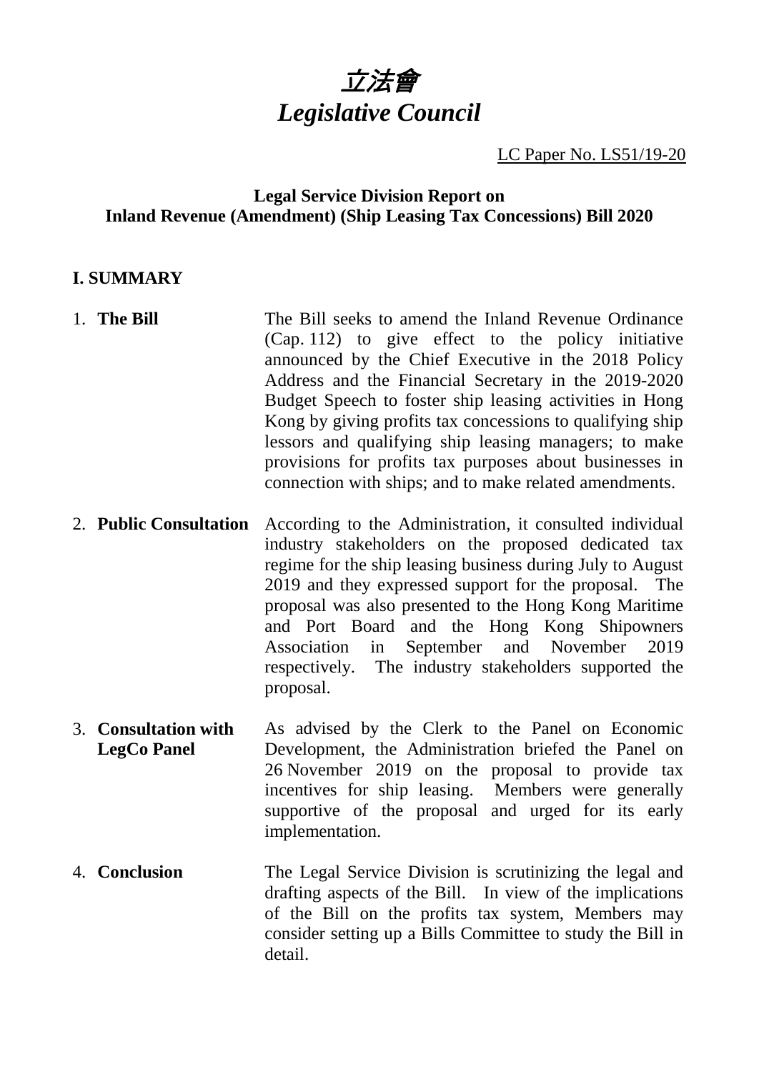# 立法會
# *Legislative Council*

LC Paper No. LS51/19-20

**Legal Service Division Report on**
**Inland Revenue (Amendment) (Ship Leasing Tax Concessions) Bill 2020**

## I. SUMMARY

1. **The Bill** The Bill seeks to amend the Inland Revenue Ordinance (Cap. 112) to give effect to the policy initiative announced by the Chief Executive in the 2018 Policy Address and the Financial Secretary in the 2019-2020 Budget Speech to foster ship leasing activities in Hong Kong by giving profits tax concessions to qualifying ship lessors and qualifying ship leasing managers; to make provisions for profits tax purposes about businesses in connection with ships; and to make related amendments.

2. **Public Consultation** According to the Administration, it consulted individual industry stakeholders on the proposed dedicated tax regime for the ship leasing business during July to August 2019 and they expressed support for the proposal. The proposal was also presented to the Hong Kong Maritime and Port Board and the Hong Kong Shipowners Association in September and November 2019 respectively. The industry stakeholders supported the proposal.

3. **Consultation with LegCo Panel** As advised by the Clerk to the Panel on Economic Development, the Administration briefed the Panel on 26 November 2019 on the proposal to provide tax incentives for ship leasing. Members were generally supportive of the proposal and urged for its early implementation.

4. **Conclusion** The Legal Service Division is scrutinizing the legal and drafting aspects of the Bill. In view of the implications of the Bill on the profits tax system, Members may consider setting up a Bills Committee to study the Bill in detail.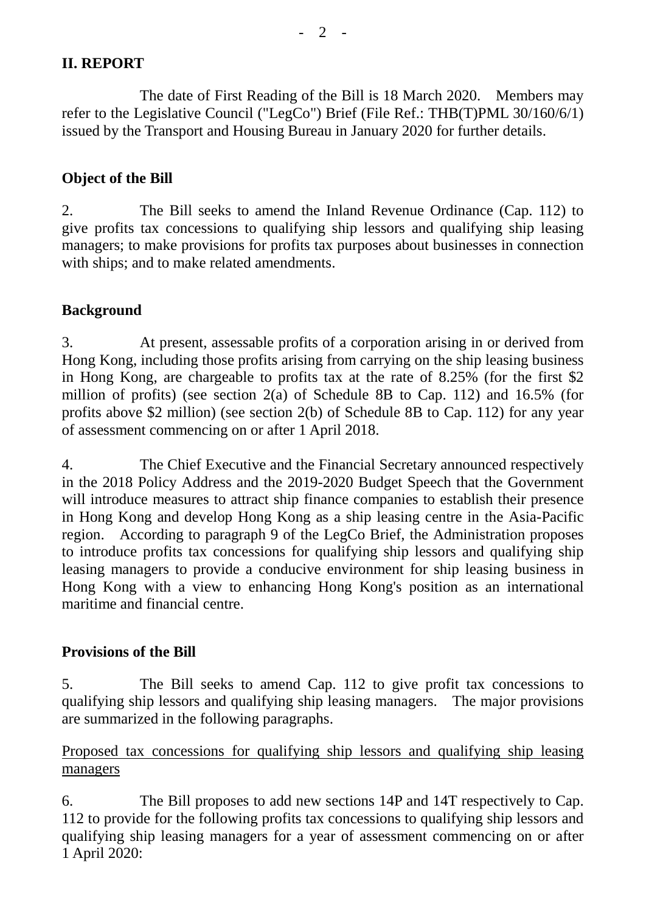## II. REPORT

The date of First Reading of the Bill is 18 March 2020. Members may refer to the Legislative Council ("LegCo") Brief (File Ref.: THB(T)PML 30/160/6/1) issued by the Transport and Housing Bureau in January 2020 for further details.

### Object of the Bill

2. The Bill seeks to amend the Inland Revenue Ordinance (Cap. 112) to give profits tax concessions to qualifying ship lessors and qualifying ship leasing managers; to make provisions for profits tax purposes about businesses in connection with ships; and to make related amendments.

### Background

3. At present, assessable profits of a corporation arising in or derived from Hong Kong, including those profits arising from carrying on the ship leasing business in Hong Kong, are chargeable to profits tax at the rate of 8.25% (for the first $2 million of profits) (see section 2(a) of Schedule 8B to Cap. 112) and 16.5% (for profits above $2 million) (see section 2(b) of Schedule 8B to Cap. 112) for any year of assessment commencing on or after 1 April 2018.

4. The Chief Executive and the Financial Secretary announced respectively in the 2018 Policy Address and the 2019-2020 Budget Speech that the Government will introduce measures to attract ship finance companies to establish their presence in Hong Kong and develop Hong Kong as a ship leasing centre in the Asia-Pacific region. According to paragraph 9 of the LegCo Brief, the Administration proposes to introduce profits tax concessions for qualifying ship lessors and qualifying ship leasing managers to provide a conducive environment for ship leasing business in Hong Kong with a view to enhancing Hong Kong's position as an international maritime and financial centre.

### Provisions of the Bill

5. The Bill seeks to amend Cap. 112 to give profit tax concessions to qualifying ship lessors and qualifying ship leasing managers. The major provisions are summarized in the following paragraphs.

<u>Proposed tax concessions for qualifying ship lessors and qualifying ship leasing managers</u>

6. The Bill proposes to add new sections 14P and 14T respectively to Cap. 112 to provide for the following profits tax concessions to qualifying ship lessors and qualifying ship leasing managers for a year of assessment commencing on or after 1 April 2020: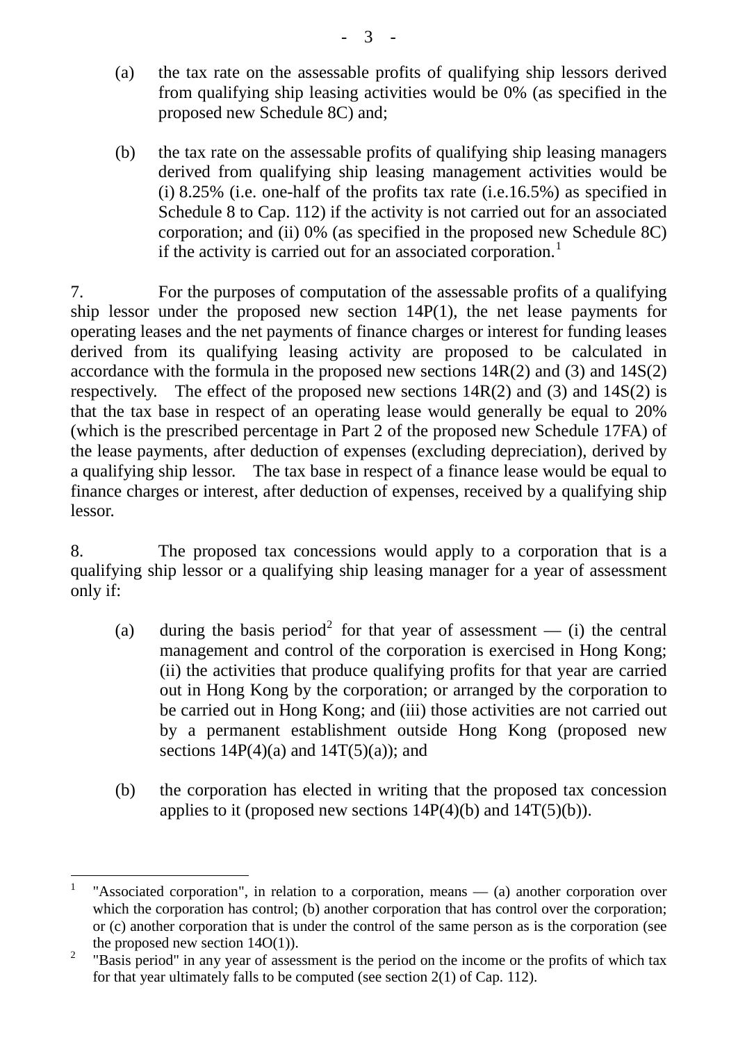(a) the tax rate on the assessable profits of qualifying ship lessors derived from qualifying ship leasing activities would be 0% (as specified in the proposed new Schedule 8C) and;

(b) the tax rate on the assessable profits of qualifying ship leasing managers derived from qualifying ship leasing management activities would be (i) 8.25% (i.e. one-half of the profits tax rate (i.e.16.5%) as specified in Schedule 8 to Cap. 112) if the activity is not carried out for an associated corporation; and (ii) 0% (as specified in the proposed new Schedule 8C) if the activity is carried out for an associated corporation.[1]

7. For the purposes of computation of the assessable profits of a qualifying ship lessor under the proposed new section 14P(1), the net lease payments for operating leases and the net payments of finance charges or interest for funding leases derived from its qualifying leasing activity are proposed to be calculated in accordance with the formula in the proposed new sections 14R(2) and (3) and 14S(2) respectively. The effect of the proposed new sections 14R(2) and (3) and 14S(2) is that the tax base in respect of an operating lease would generally be equal to 20% (which is the prescribed percentage in Part 2 of the proposed new Schedule 17FA) of the lease payments, after deduction of expenses (excluding depreciation), derived by a qualifying ship lessor. The tax base in respect of a finance lease would be equal to finance charges or interest, after deduction of expenses, received by a qualifying ship lessor.

8. The proposed tax concessions would apply to a corporation that is a qualifying ship lessor or a qualifying ship leasing manager for a year of assessment only if:

(a) during the basis period[2] for that year of assessment — (i) the central management and control of the corporation is exercised in Hong Kong; (ii) the activities that produce qualifying profits for that year are carried out in Hong Kong by the corporation; or arranged by the corporation to be carried out in Hong Kong; and (iii) those activities are not carried out by a permanent establishment outside Hong Kong (proposed new sections 14P(4)(a) and 14T(5)(a)); and

(b) the corporation has elected in writing that the proposed tax concession applies to it (proposed new sections 14P(4)(b) and 14T(5)(b)).

---

[1] "Associated corporation", in relation to a corporation, means — (a) another corporation over which the corporation has control; (b) another corporation that has control over the corporation; or (c) another corporation that is under the control of the same person as is the corporation (see the proposed new section 14O(1)).

[2] "Basis period" in any year of assessment is the period on the income or the profits of which tax for that year ultimately falls to be computed (see section 2(1) of Cap. 112).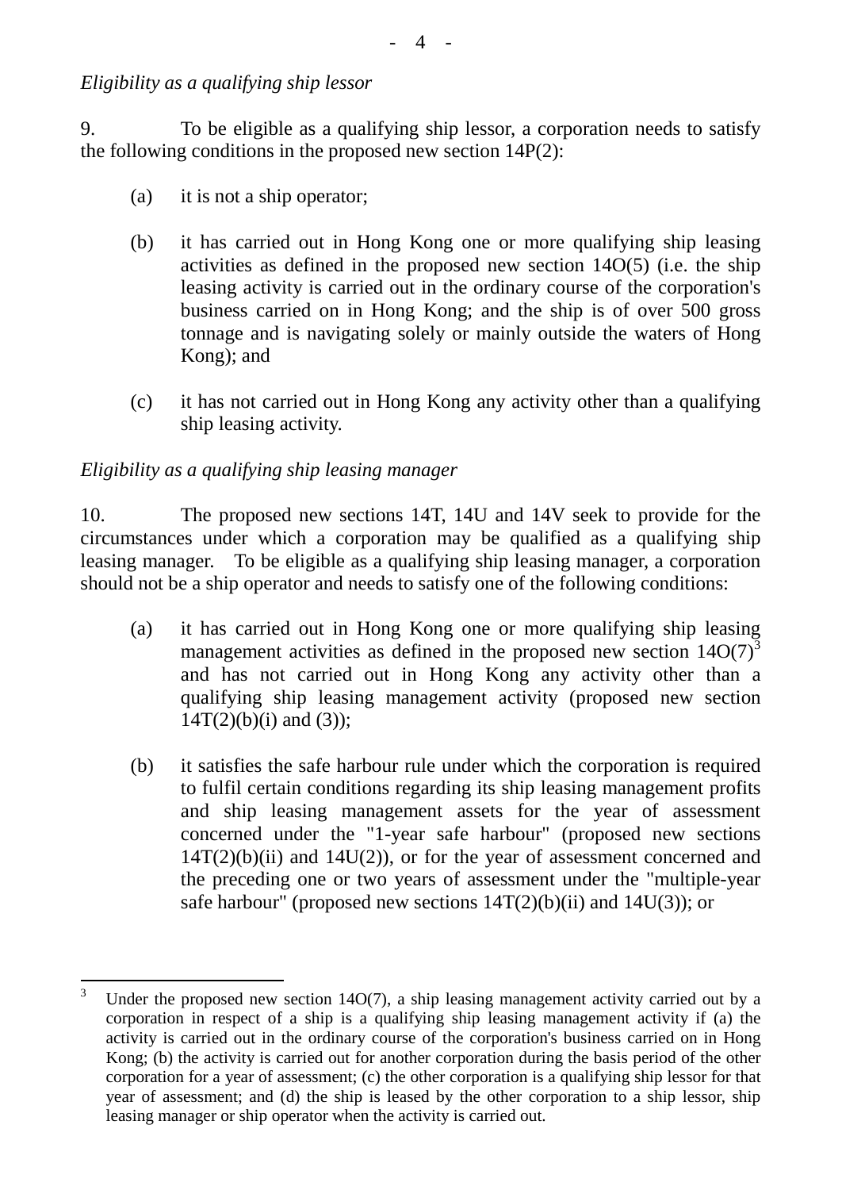*Eligibility as a qualifying ship lessor*

9. To be eligible as a qualifying ship lessor, a corporation needs to satisfy the following conditions in the proposed new section 14P(2):

(a) it is not a ship operator;

(b) it has carried out in Hong Kong one or more qualifying ship leasing activities as defined in the proposed new section 14O(5) (i.e. the ship leasing activity is carried out in the ordinary course of the corporation's business carried on in Hong Kong; and the ship is of over 500 gross tonnage and is navigating solely or mainly outside the waters of Hong Kong); and

(c) it has not carried out in Hong Kong any activity other than a qualifying ship leasing activity.

*Eligibility as a qualifying ship leasing manager*

10. The proposed new sections 14T, 14U and 14V seek to provide for the circumstances under which a corporation may be qualified as a qualifying ship leasing manager. To be eligible as a qualifying ship leasing manager, a corporation should not be a ship operator and needs to satisfy one of the following conditions:

(a) it has carried out in Hong Kong one or more qualifying ship leasing management activities as defined in the proposed new section 14O(7)[3] and has not carried out in Hong Kong any activity other than a qualifying ship leasing management activity (proposed new section 14T(2)(b)(i) and (3));

(b) it satisfies the safe harbour rule under which the corporation is required to fulfil certain conditions regarding its ship leasing management profits and ship leasing management assets for the year of assessment concerned under the "1-year safe harbour" (proposed new sections 14T(2)(b)(ii) and 14U(2)), or for the year of assessment concerned and the preceding one or two years of assessment under the "multiple-year safe harbour" (proposed new sections 14T(2)(b)(ii) and 14U(3)); or

---

[3] Under the proposed new section 14O(7), a ship leasing management activity carried out by a corporation in respect of a ship is a qualifying ship leasing management activity if (a) the activity is carried out in the ordinary course of the corporation's business carried on in Hong Kong; (b) the activity is carried out for another corporation during the basis period of the other corporation for a year of assessment; (c) the other corporation is a qualifying ship lessor for that year of assessment; and (d) the ship is leased by the other corporation to a ship lessor, ship leasing manager or ship operator when the activity is carried out.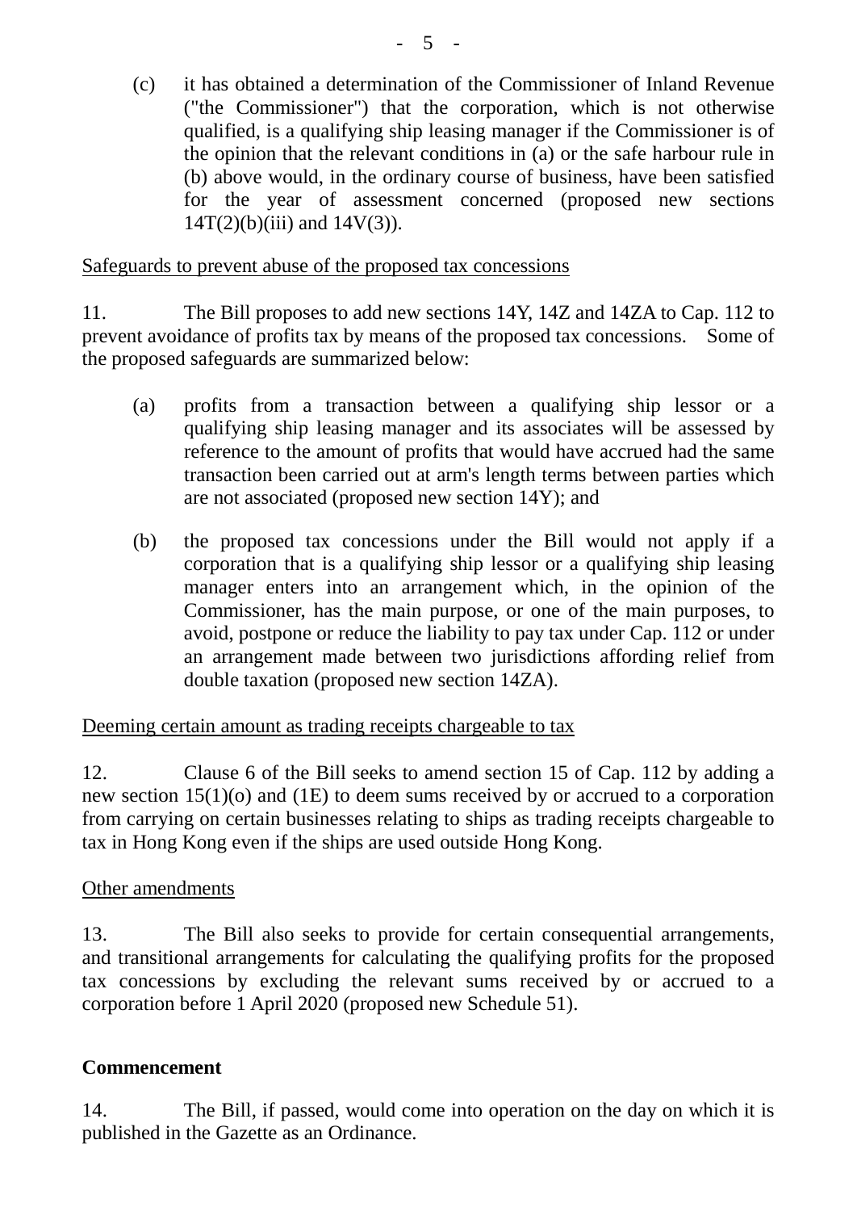(c) it has obtained a determination of the Commissioner of Inland Revenue ("the Commissioner") that the corporation, which is not otherwise qualified, is a qualifying ship leasing manager if the Commissioner is of the opinion that the relevant conditions in (a) or the safe harbour rule in (b) above would, in the ordinary course of business, have been satisfied for the year of assessment concerned (proposed new sections 14T(2)(b)(iii) and 14V(3)).

<u>Safeguards to prevent abuse of the proposed tax concessions</u>

11. The Bill proposes to add new sections 14Y, 14Z and 14ZA to Cap. 112 to prevent avoidance of profits tax by means of the proposed tax concessions. Some of the proposed safeguards are summarized below:

(a) profits from a transaction between a qualifying ship lessor or a qualifying ship leasing manager and its associates will be assessed by reference to the amount of profits that would have accrued had the same transaction been carried out at arm's length terms between parties which are not associated (proposed new section 14Y); and

(b) the proposed tax concessions under the Bill would not apply if a corporation that is a qualifying ship lessor or a qualifying ship leasing manager enters into an arrangement which, in the opinion of the Commissioner, has the main purpose, or one of the main purposes, to avoid, postpone or reduce the liability to pay tax under Cap. 112 or under an arrangement made between two jurisdictions affording relief from double taxation (proposed new section 14ZA).

<u>Deeming certain amount as trading receipts chargeable to tax</u>

12. Clause 6 of the Bill seeks to amend section 15 of Cap. 112 by adding a new section 15(1)(o) and (1E) to deem sums received by or accrued to a corporation from carrying on certain businesses relating to ships as trading receipts chargeable to tax in Hong Kong even if the ships are used outside Hong Kong.

<u>Other amendments</u>

13. The Bill also seeks to provide for certain consequential arrangements, and transitional arrangements for calculating the qualifying profits for the proposed tax concessions by excluding the relevant sums received by or accrued to a corporation before 1 April 2020 (proposed new Schedule 51).

**Commencement**

14. The Bill, if passed, would come into operation on the day on which it is published in the Gazette as an Ordinance.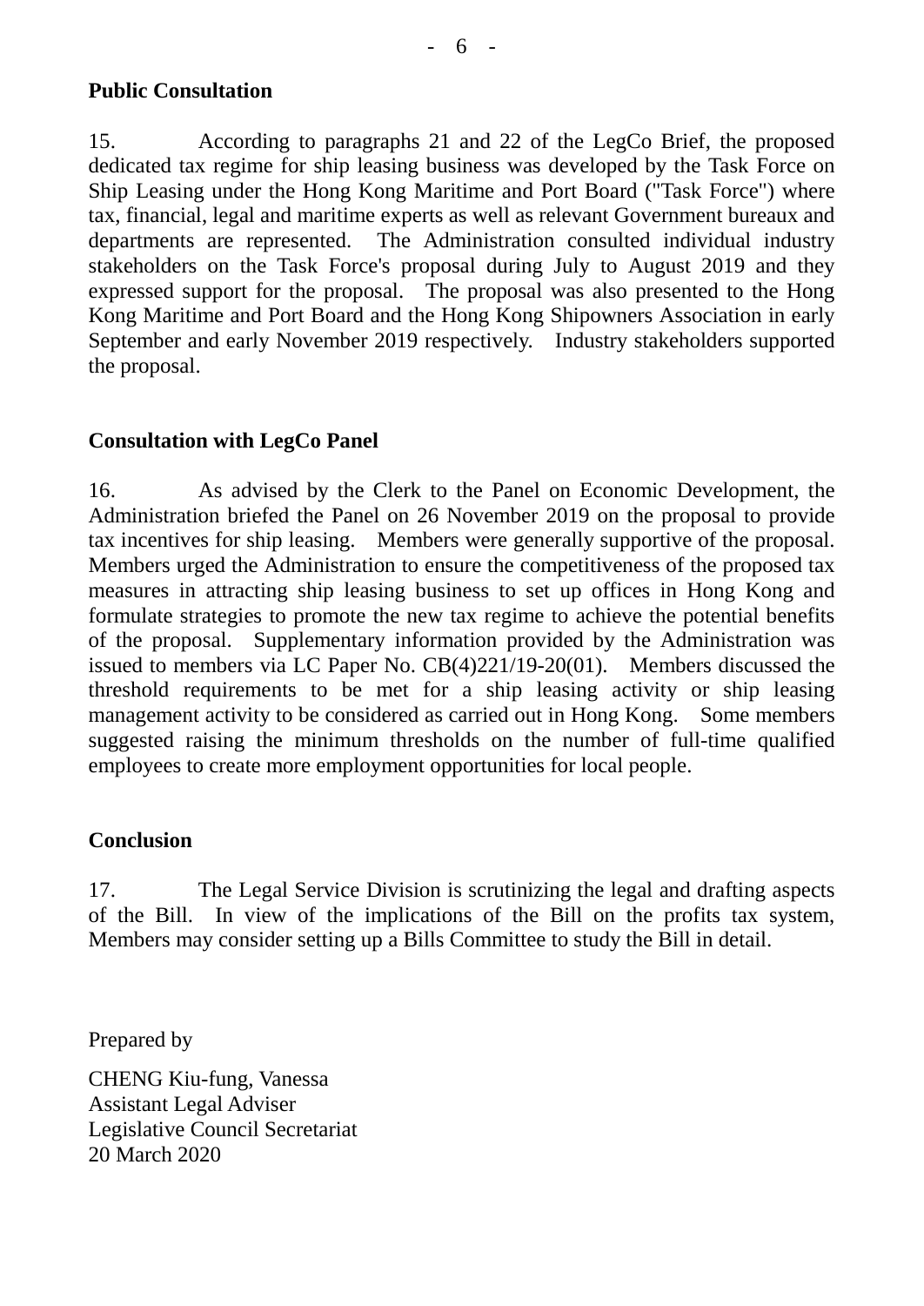**Public Consultation**

15. According to paragraphs 21 and 22 of the LegCo Brief, the proposed dedicated tax regime for ship leasing business was developed by the Task Force on Ship Leasing under the Hong Kong Maritime and Port Board ("Task Force") where tax, financial, legal and maritime experts as well as relevant Government bureaux and departments are represented. The Administration consulted individual industry stakeholders on the Task Force's proposal during July to August 2019 and they expressed support for the proposal. The proposal was also presented to the Hong Kong Maritime and Port Board and the Hong Kong Shipowners Association in early September and early November 2019 respectively. Industry stakeholders supported the proposal.

**Consultation with LegCo Panel**

16. As advised by the Clerk to the Panel on Economic Development, the Administration briefed the Panel on 26 November 2019 on the proposal to provide tax incentives for ship leasing. Members were generally supportive of the proposal. Members urged the Administration to ensure the competitiveness of the proposed tax measures in attracting ship leasing business to set up offices in Hong Kong and formulate strategies to promote the new tax regime to achieve the potential benefits of the proposal. Supplementary information provided by the Administration was issued to members via LC Paper No. CB(4)221/19-20(01). Members discussed the threshold requirements to be met for a ship leasing activity or ship leasing management activity to be considered as carried out in Hong Kong. Some members suggested raising the minimum thresholds on the number of full-time qualified employees to create more employment opportunities for local people.

**Conclusion**

17. The Legal Service Division is scrutinizing the legal and drafting aspects of the Bill. In view of the implications of the Bill on the profits tax system, Members may consider setting up a Bills Committee to study the Bill in detail.

Prepared by

CHENG Kiu-fung, Vanessa
Assistant Legal Adviser
Legislative Council Secretariat
20 March 2020